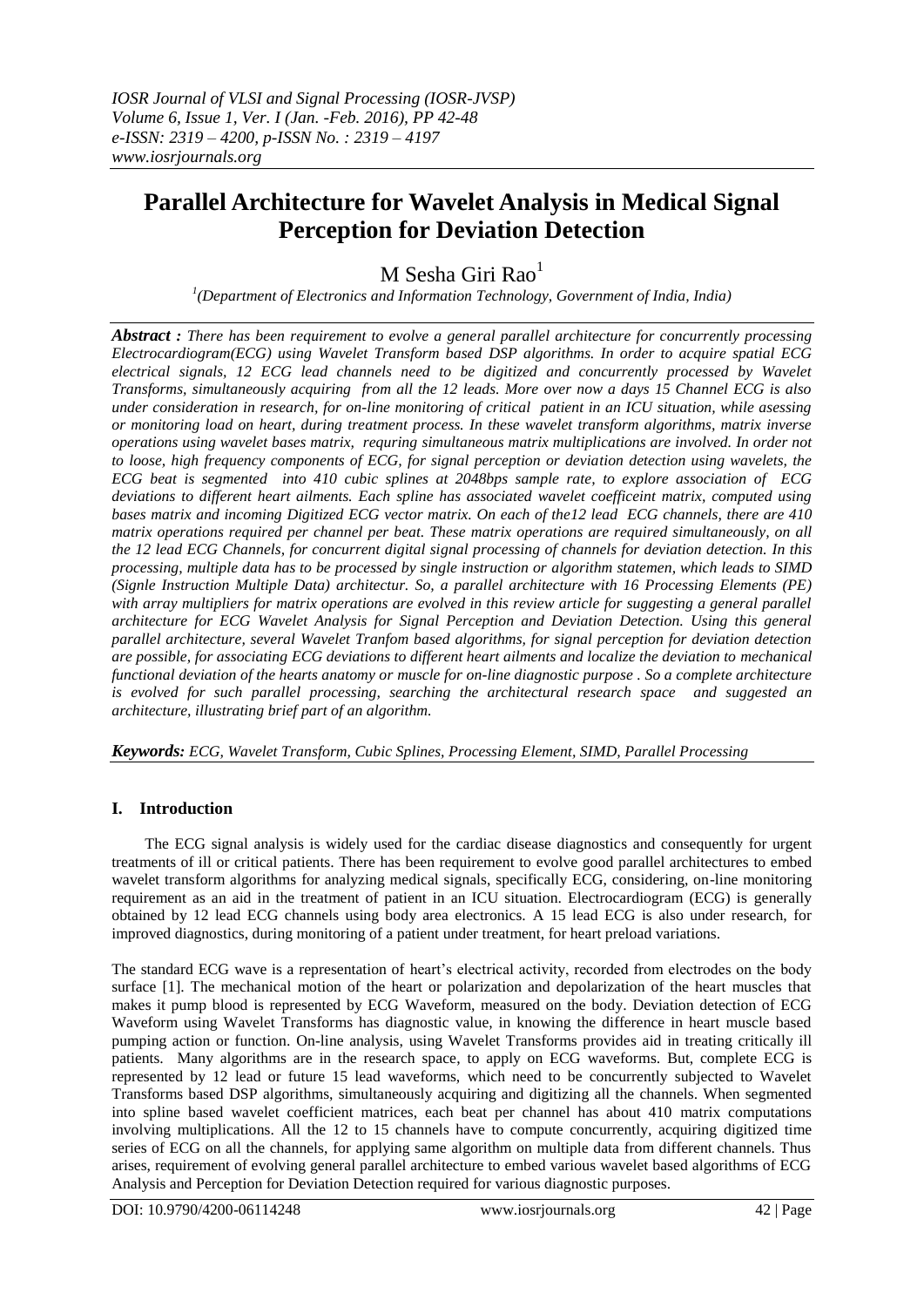# Parallel Architecture for Wavelet Analysis in Medical Signal Perception for Deviation Detection

M Sesha Giri Rao[1]

[1](Department of Electronics and Information Technology, Government of India, India)

***Abstract :*** *There has been requirement to evolve a general parallel architecture for concurrently processing Electrocardiogram(ECG) using Wavelet Transform based DSP algorithms. In order to acquire spatial ECG electrical signals, 12 ECG lead channels need to be digitized and concurrently processed by Wavelet Transforms, simultaneously acquiring from all the 12 leads. More over now a days 15 Channel ECG is also under consideration in research, for on-line monitoring of critical patient in an ICU situation, while asessing or monitoring load on heart, during treatment process. In these wavelet transform algorithms, matrix inverse operations using wavelet bases matrix, requring simultaneous matrix multiplications are involved. In order not to loose, high frequency components of ECG, for signal perception or deviation detection using wavelets, the ECG beat is segmented into 410 cubic splines at 2048bps sample rate, to explore association of ECG deviations to different heart ailments. Each spline has associated wavelet coefficeint matrix, computed using bases matrix and incoming Digitized ECG vector matrix. On each of the12 lead ECG channels, there are 410 matrix operations required per channel per beat. These matrix operations are required simultaneously, on all the 12 lead ECG Channels, for concurrent digital signal processing of channels for deviation detection. In this processing, multiple data has to be processed by single instruction or algorithm statemen, which leads to SIMD (Signle Instruction Multiple Data) architectur. So, a parallel architecture with 16 Processing Elements (PE) with array multipliers for matrix operations are evolved in this review article for suggesting a general parallel architecture for ECG Wavelet Analysis for Signal Perception and Deviation Detection. Using this general parallel architecture, several Wavelet Tranfom based algorithms, for signal perception for deviation detection are possible, for associating ECG deviations to different heart ailments and localize the deviation to mechanical functional deviation of the hearts anatomy or muscle for on-line diagnostic purpose . So a complete architecture is evolved for such parallel processing, searching the architectural research space and suggested an architecture, illustrating brief part of an algorithm.*

***Keywords:*** *ECG, Wavelet Transform, Cubic Splines, Processing Element, SIMD, Parallel Processing*

## I. Introduction

The ECG signal analysis is widely used for the cardiac disease diagnostics and consequently for urgent treatments of ill or critical patients. There has been requirement to evolve good parallel architectures to embed wavelet transform algorithms for analyzing medical signals, specifically ECG, considering, on-line monitoring requirement as an aid in the treatment of patient in an ICU situation. Electrocardiogram (ECG) is generally obtained by 12 lead ECG channels using body area electronics. A 15 lead ECG is also under research, for improved diagnostics, during monitoring of a patient under treatment, for heart preload variations.

The standard ECG wave is a representation of heart's electrical activity, recorded from electrodes on the body surface [1]. The mechanical motion of the heart or polarization and depolarization of the heart muscles that makes it pump blood is represented by ECG Waveform, measured on the body. Deviation detection of ECG Waveform using Wavelet Transforms has diagnostic value, in knowing the difference in heart muscle based pumping action or function. On-line analysis, using Wavelet Transforms provides aid in treating critically ill patients. Many algorithms are in the research space, to apply on ECG waveforms. But, complete ECG is represented by 12 lead or future 15 lead waveforms, which need to be concurrently subjected to Wavelet Transforms based DSP algorithms, simultaneously acquiring and digitizing all the channels. When segmented into spline based wavelet coefficient matrices, each beat per channel has about 410 matrix computations involving multiplications. All the 12 to 15 channels have to compute concurrently, acquiring digitized time series of ECG on all the channels, for applying same algorithm on multiple data from different channels. Thus arises, requirement of evolving general parallel architecture to embed various wavelet based algorithms of ECG Analysis and Perception for Deviation Detection required for various diagnostic purposes.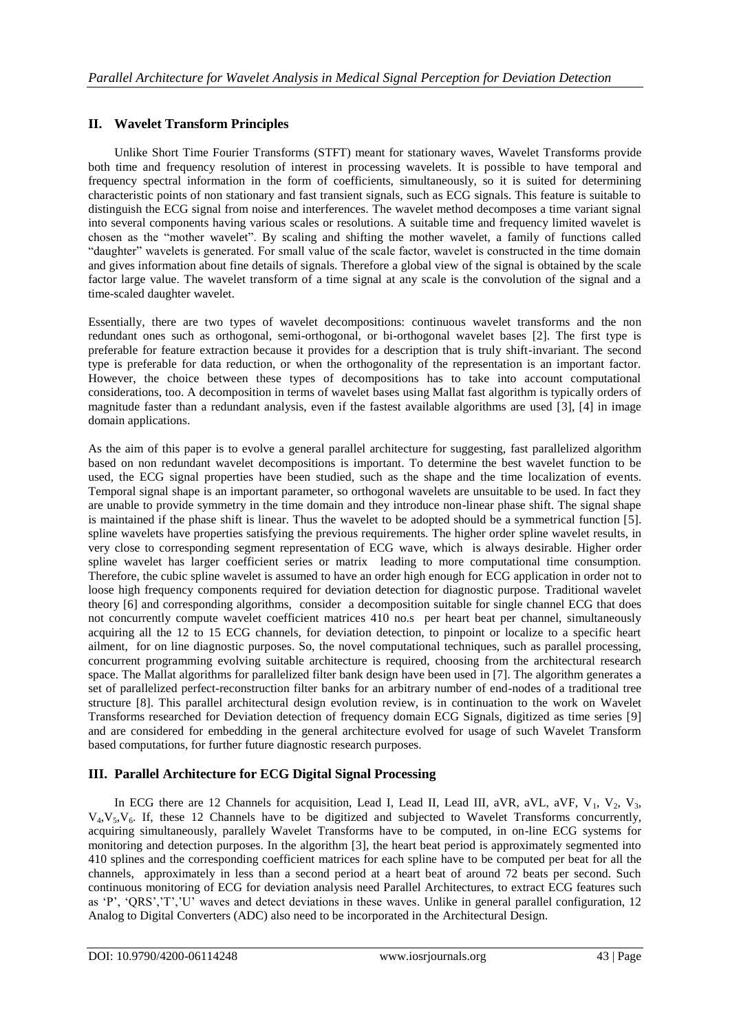## II. Wavelet Transform Principles

Unlike Short Time Fourier Transforms (STFT) meant for stationary waves, Wavelet Transforms provide both time and frequency resolution of interest in processing wavelets. It is possible to have temporal and frequency spectral information in the form of coefficients, simultaneously, so it is suited for determining characteristic points of non stationary and fast transient signals, such as ECG signals. This feature is suitable to distinguish the ECG signal from noise and interferences. The wavelet method decomposes a time variant signal into several components having various scales or resolutions. A suitable time and frequency limited wavelet is chosen as the "mother wavelet". By scaling and shifting the mother wavelet, a family of functions called "daughter" wavelets is generated. For small value of the scale factor, wavelet is constructed in the time domain and gives information about fine details of signals. Therefore a global view of the signal is obtained by the scale factor large value. The wavelet transform of a time signal at any scale is the convolution of the signal and a time-scaled daughter wavelet.

Essentially, there are two types of wavelet decompositions: continuous wavelet transforms and the non redundant ones such as orthogonal, semi-orthogonal, or bi-orthogonal wavelet bases [2]. The first type is preferable for feature extraction because it provides for a description that is truly shift-invariant. The second type is preferable for data reduction, or when the orthogonality of the representation is an important factor. However, the choice between these types of decompositions has to take into account computational considerations, too. A decomposition in terms of wavelet bases using Mallat fast algorithm is typically orders of magnitude faster than a redundant analysis, even if the fastest available algorithms are used [3], [4] in image domain applications.

As the aim of this paper is to evolve a general parallel architecture for suggesting, fast parallelized algorithm based on non redundant wavelet decompositions is important. To determine the best wavelet function to be used, the ECG signal properties have been studied, such as the shape and the time localization of events. Temporal signal shape is an important parameter, so orthogonal wavelets are unsuitable to be used. In fact they are unable to provide symmetry in the time domain and they introduce non-linear phase shift. The signal shape is maintained if the phase shift is linear. Thus the wavelet to be adopted should be a symmetrical function [5]. spline wavelets have properties satisfying the previous requirements. The higher order spline wavelet results, in very close to corresponding segment representation of ECG wave, which is always desirable. Higher order spline wavelet has larger coefficient series or matrix leading to more computational time consumption. Therefore, the cubic spline wavelet is assumed to have an order high enough for ECG application in order not to loose high frequency components required for deviation detection for diagnostic purpose. Traditional wavelet theory [6] and corresponding algorithms, consider a decomposition suitable for single channel ECG that does not concurrently compute wavelet coefficient matrices 410 no.s per heart beat per channel, simultaneously acquiring all the 12 to 15 ECG channels, for deviation detection, to pinpoint or localize to a specific heart ailment, for on line diagnostic purposes. So, the novel computational techniques, such as parallel processing, concurrent programming evolving suitable architecture is required, choosing from the architectural research space. The Mallat algorithms for parallelized filter bank design have been used in [7]. The algorithm generates a set of parallelized perfect-reconstruction filter banks for an arbitrary number of end-nodes of a traditional tree structure [8]. This parallel architectural design evolution review, is in continuation to the work on Wavelet Transforms researched for Deviation detection of frequency domain ECG Signals, digitized as time series [9] and are considered for embedding in the general architecture evolved for usage of such Wavelet Transform based computations, for further future diagnostic research purposes.

## III. Parallel Architecture for ECG Digital Signal Processing

In ECG there are 12 Channels for acquisition, Lead I, Lead II, Lead III, aVR, aVL, aVF, $V_1$, $V_2$, $V_3$, $V_4$,$V_5$,$V_6$. If, these 12 Channels have to be digitized and subjected to Wavelet Transforms concurrently, acquiring simultaneously, parallely Wavelet Transforms have to be computed, in on-line ECG systems for monitoring and detection purposes. In the algorithm [3], the heart beat period is approximately segmented into 410 splines and the corresponding coefficient matrices for each spline have to be computed per beat for all the channels, approximately in less than a second period at a heart beat of around 72 beats per second. Such continuous monitoring of ECG for deviation analysis need Parallel Architectures, to extract ECG features such as 'P', 'QRS','T','U' waves and detect deviations in these waves. Unlike in general parallel configuration, 12 Analog to Digital Converters (ADC) also need to be incorporated in the Architectural Design.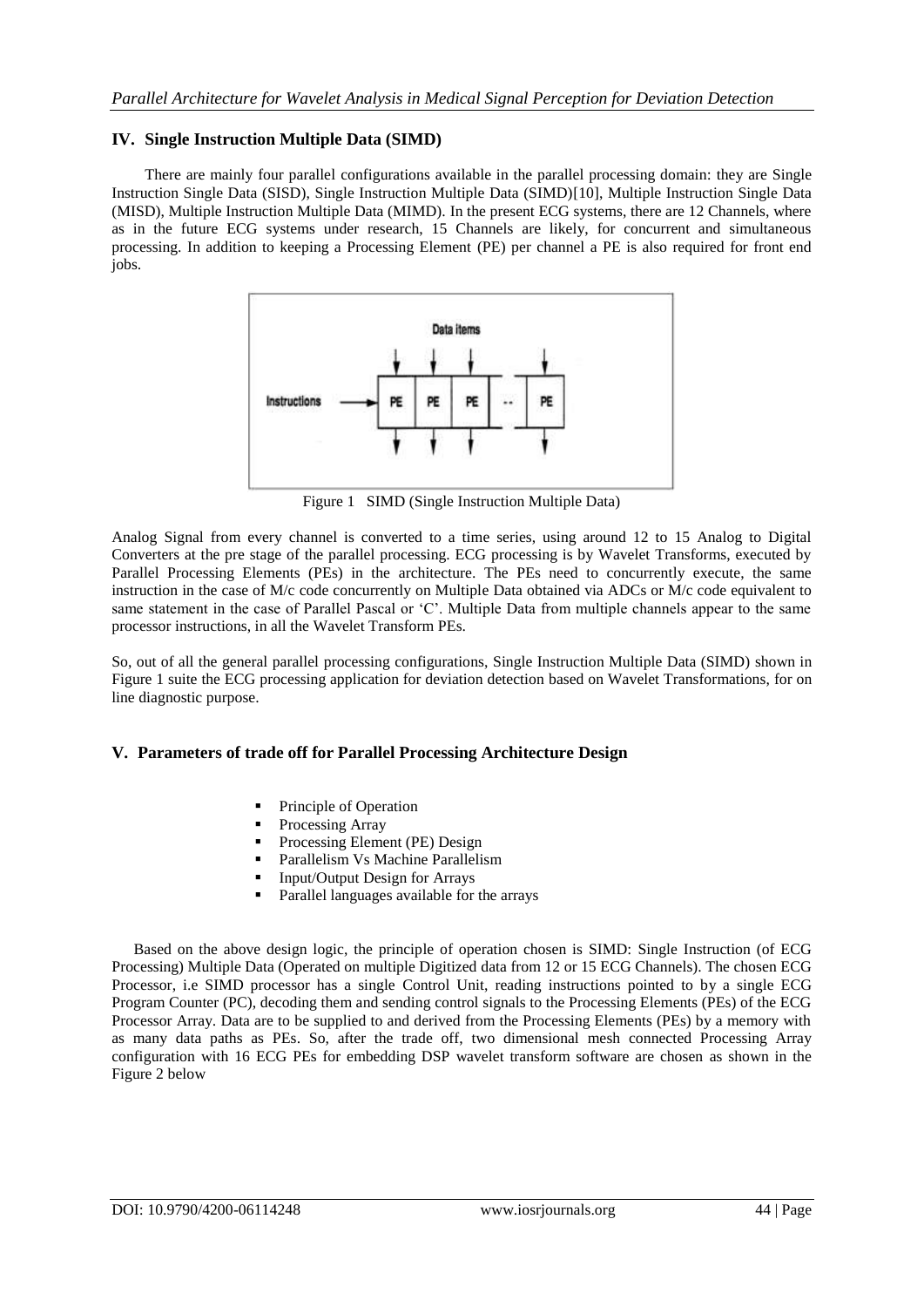## IV. Single Instruction Multiple Data (SIMD)

There are mainly four parallel configurations available in the parallel processing domain: they are Single Instruction Single Data (SISD), Single Instruction Multiple Data (SIMD)[10], Multiple Instruction Single Data (MISD), Multiple Instruction Multiple Data (MIMD). In the present ECG systems, there are 12 Channels, where as in the future ECG systems under research, 15 Channels are likely, for concurrent and simultaneous processing. In addition to keeping a Processing Element (PE) per channel a PE is also required for front end jobs.

Figure 1 SIMD (Single Instruction Multiple Data)

Analog Signal from every channel is converted to a time series, using around 12 to 15 Analog to Digital Converters at the pre stage of the parallel processing. ECG processing is by Wavelet Transforms, executed by Parallel Processing Elements (PEs) in the architecture. The PEs need to concurrently execute, the same instruction in the case of M/c code concurrently on Multiple Data obtained via ADCs or M/c code equivalent to same statement in the case of Parallel Pascal or 'C'. Multiple Data from multiple channels appear to the same processor instructions, in all the Wavelet Transform PEs.

So, out of all the general parallel processing configurations, Single Instruction Multiple Data (SIMD) shown in Figure 1 suite the ECG processing application for deviation detection based on Wavelet Transformations, for on line diagnostic purpose.

## V. Parameters of trade off for Parallel Processing Architecture Design

- Principle of Operation
- Processing Array
- Processing Element (PE) Design
- Parallelism Vs Machine Parallelism
- Input/Output Design for Arrays
- Parallel languages available for the arrays

Based on the above design logic, the principle of operation chosen is SIMD: Single Instruction (of ECG Processing) Multiple Data (Operated on multiple Digitized data from 12 or 15 ECG Channels). The chosen ECG Processor, i.e SIMD processor has a single Control Unit, reading instructions pointed to by a single ECG Program Counter (PC), decoding them and sending control signals to the Processing Elements (PEs) of the ECG Processor Array. Data are to be supplied to and derived from the Processing Elements (PEs) by a memory with as many data paths as PEs. So, after the trade off, two dimensional mesh connected Processing Array configuration with 16 ECG PEs for embedding DSP wavelet transform software are chosen as shown in the Figure 2 below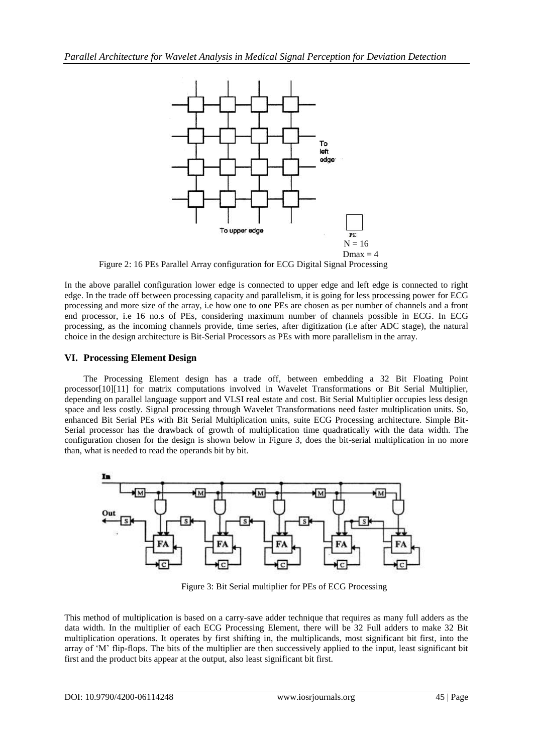Figure 2: 16 PEs Parallel Array configuration for ECG Digital Signal Processing

In the above parallel configuration lower edge is connected to upper edge and left edge is connected to right edge. In the trade off between processing capacity and parallelism, it is going for less processing power for ECG processing and more size of the array, i.e how one to one PEs are chosen as per number of channels and a front end processor, i.e 16 no.s of PEs, considering maximum number of channels possible in ECG. In ECG processing, as the incoming channels provide, time series, after digitization (i.e after ADC stage), the natural choice in the design architecture is Bit-Serial Processors as PEs with more parallelism in the array.

## VI. Processing Element Design

The Processing Element design has a trade off, between embedding a 32 Bit Floating Point processor[10][11] for matrix computations involved in Wavelet Transformations or Bit Serial Multiplier, depending on parallel language support and VLSI real estate and cost. Bit Serial Multiplier occupies less design space and less costly. Signal processing through Wavelet Transformations need faster multiplication units. So, enhanced Bit Serial PEs with Bit Serial Multiplication units, suite ECG Processing architecture. Simple Bit-Serial processor has the drawback of growth of multiplication time quadratically with the data width. The configuration chosen for the design is shown below in Figure 3, does the bit-serial multiplication in no more than, what is needed to read the operands bit by bit.

Figure 3: Bit Serial multiplier for PEs of ECG Processing

This method of multiplication is based on a carry-save adder technique that requires as many full adders as the data width. In the multiplier of each ECG Processing Element, there will be 32 Full adders to make 32 Bit multiplication operations. It operates by first shifting in, the multiplicands, most significant bit first, into the array of 'M' flip-flops. The bits of the multiplier are then successively applied to the input, least significant bit first and the product bits appear at the output, also least significant bit first.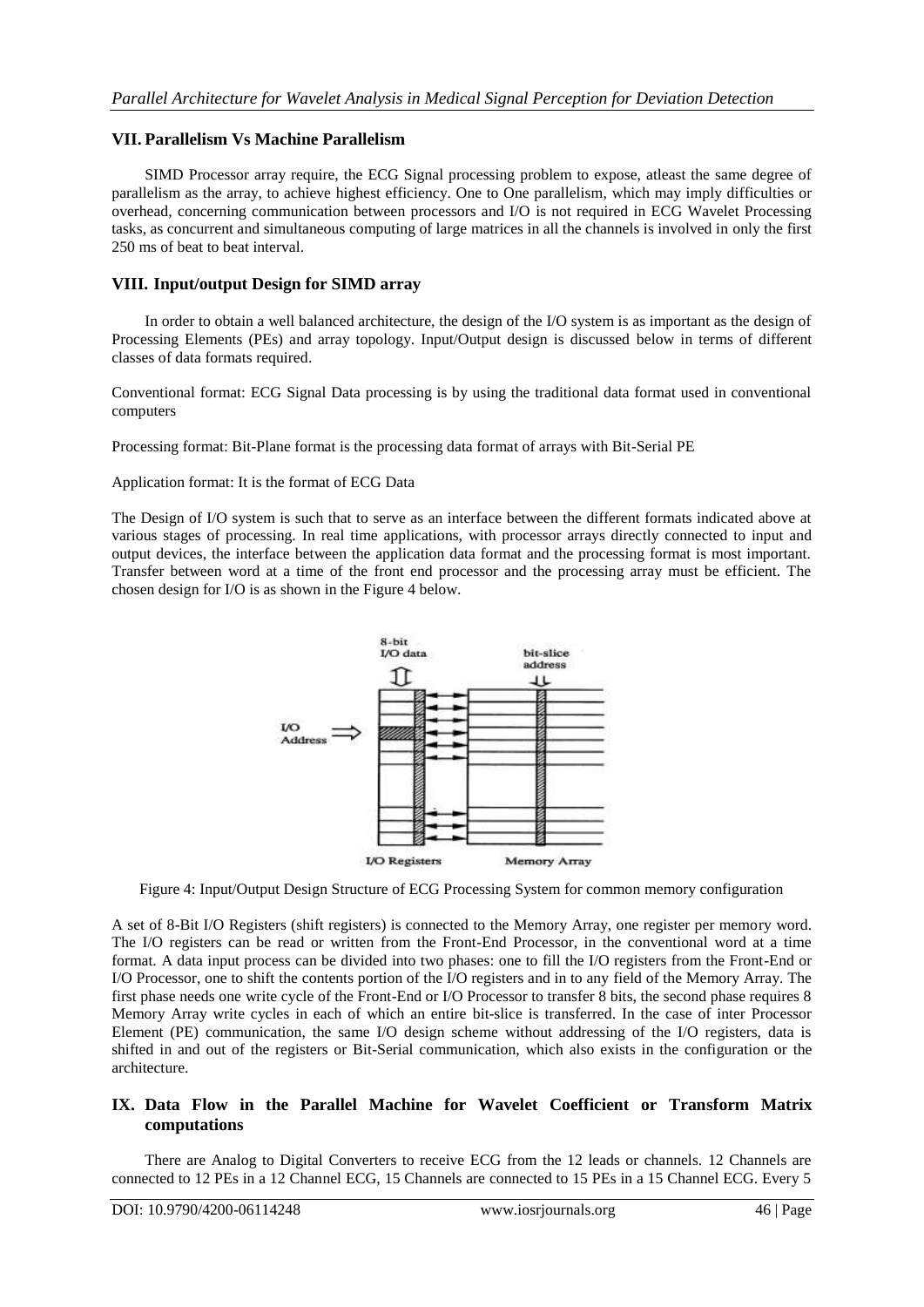## VII. Parallelism Vs Machine Parallelism

SIMD Processor array require, the ECG Signal processing problem to expose, atleast the same degree of parallelism as the array, to achieve highest efficiency. One to One parallelism, which may imply difficulties or overhead, concerning communication between processors and I/O is not required in ECG Wavelet Processing tasks, as concurrent and simultaneous computing of large matrices in all the channels is involved in only the first 250 ms of beat to beat interval.

## VIII. Input/output Design for SIMD array

In order to obtain a well balanced architecture, the design of the I/O system is as important as the design of Processing Elements (PEs) and array topology. Input/Output design is discussed below in terms of different classes of data formats required.

Conventional format: ECG Signal Data processing is by using the traditional data format used in conventional computers

Processing format: Bit-Plane format is the processing data format of arrays with Bit-Serial PE

Application format: It is the format of ECG Data

The Design of I/O system is such that to serve as an interface between the different formats indicated above at various stages of processing. In real time applications, with processor arrays directly connected to input and output devices, the interface between the application data format and the processing format is most important. Transfer between word at a time of the front end processor and the processing array must be efficient. The chosen design for I/O is as shown in the Figure 4 below.

Figure 4: Input/Output Design Structure of ECG Processing System for common memory configuration

A set of 8-Bit I/O Registers (shift registers) is connected to the Memory Array, one register per memory word. The I/O registers can be read or written from the Front-End Processor, in the conventional word at a time format. A data input process can be divided into two phases: one to fill the I/O registers from the Front-End or I/O Processor, one to shift the contents portion of the I/O registers and in to any field of the Memory Array. The first phase needs one write cycle of the Front-End or I/O Processor to transfer 8 bits, the second phase requires 8 Memory Array write cycles in each of which an entire bit-slice is transferred. In the case of inter Processor Element (PE) communication, the same I/O design scheme without addressing of the I/O registers, data is shifted in and out of the registers or Bit-Serial communication, which also exists in the configuration or the architecture.

## IX. Data Flow in the Parallel Machine for Wavelet Coefficient or Transform Matrix computations

There are Analog to Digital Converters to receive ECG from the 12 leads or channels. 12 Channels are connected to 12 PEs in a 12 Channel ECG, 15 Channels are connected to 15 PEs in a 15 Channel ECG. Every 5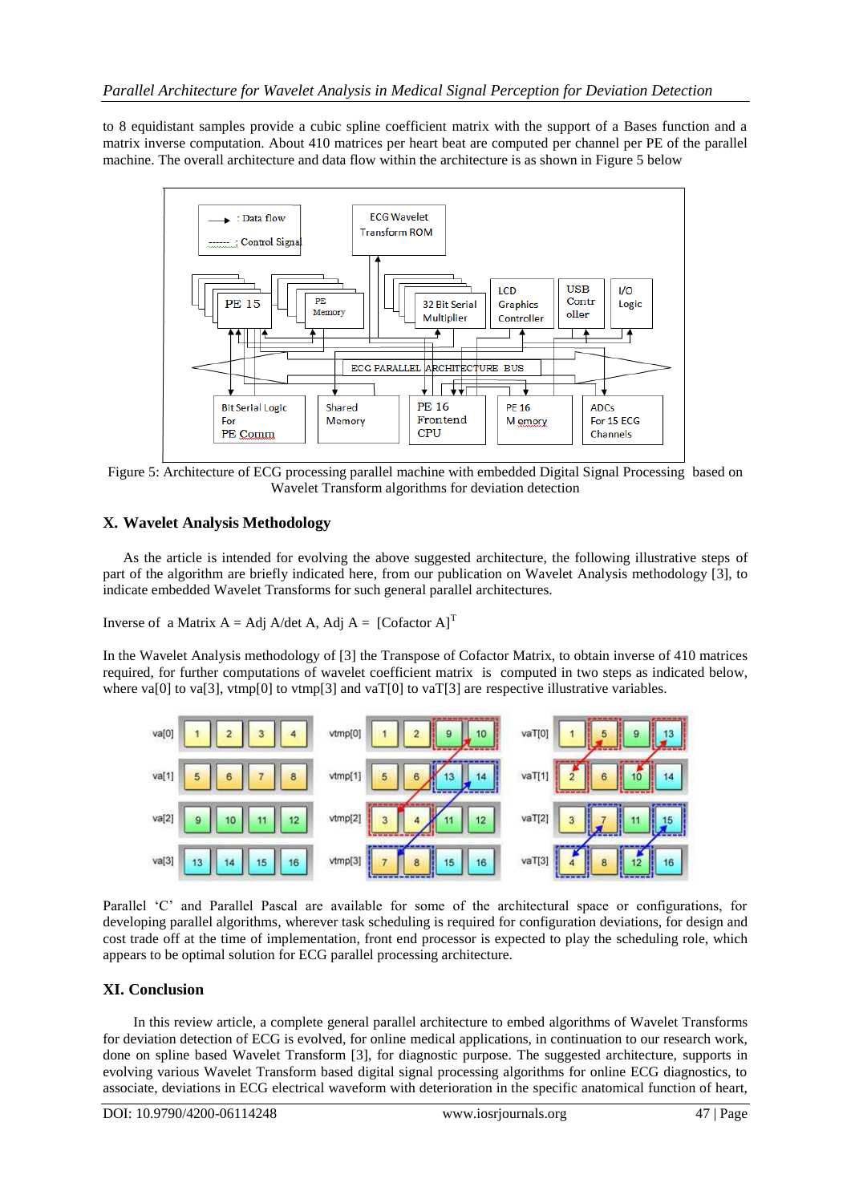to 8 equidistant samples provide a cubic spline coefficient matrix with the support of a Bases function and a matrix inverse computation. About 410 matrices per heart beat are computed per channel per PE of the parallel machine. The overall architecture and data flow within the architecture is as shown in Figure 5 below

Figure 5: Architecture of ECG processing parallel machine with embedded Digital Signal Processing based on Wavelet Transform algorithms for deviation detection

## X. Wavelet Analysis Methodology

As the article is intended for evolving the above suggested architecture, the following illustrative steps of part of the algorithm are briefly indicated here, from our publication on Wavelet Analysis methodology [3], to indicate embedded Wavelet Transforms for such general parallel architectures.

Inverse of a Matrix A = Adj A/det A, Adj A = $[\text{Cofactor A}]^T$

In the Wavelet Analysis methodology of [3] the Transpose of Cofactor Matrix, to obtain inverse of 410 matrices required, for further computations of wavelet coefficient matrix is computed in two steps as indicated below, where va[0] to va[3], vtmp[0] to vtmp[3] and vaT[0] to vaT[3] are respective illustrative variables.

Parallel 'C' and Parallel Pascal are available for some of the architectural space or configurations, for developing parallel algorithms, wherever task scheduling is required for configuration deviations, for design and cost trade off at the time of implementation, front end processor is expected to play the scheduling role, which appears to be optimal solution for ECG parallel processing architecture.

## XI. Conclusion

In this review article, a complete general parallel architecture to embed algorithms of Wavelet Transforms for deviation detection of ECG is evolved, for online medical applications, in continuation to our research work, done on spline based Wavelet Transform [3], for diagnostic purpose. The suggested architecture, supports in evolving various Wavelet Transform based digital signal processing algorithms for online ECG diagnostics, to associate, deviations in ECG electrical waveform with deterioration in the specific anatomical function of heart,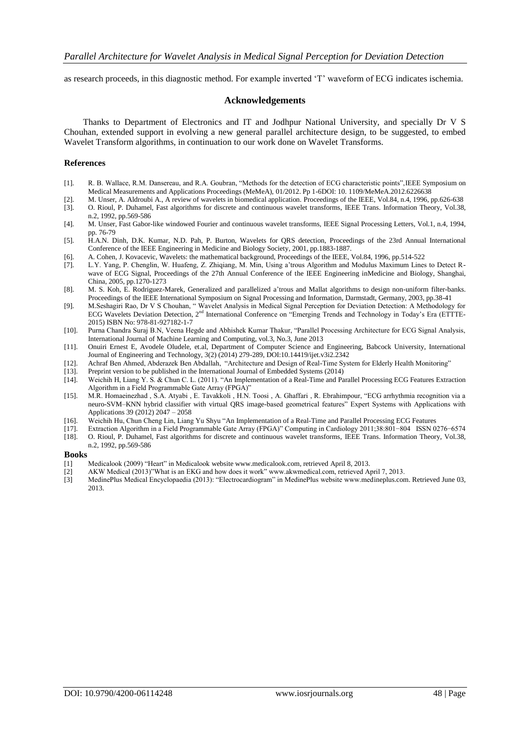as research proceeds, in this diagnostic method. For example inverted 'T' waveform of ECG indicates ischemia.

## Acknowledgements

Thanks to Department of Electronics and IT and Jodhpur National University, and specially Dr V S Chouhan, extended support in evolving a new general parallel architecture design, to be suggested, to embed Wavelet Transform algorithms, in continuation to our work done on Wavelet Transforms.

### References

[1]. R. B. Wallace, R.M. Dansereau, and R.A. Goubran, "Methods for the detection of ECG characteristic points",IEEE Symposium on Medical Measurements and Applications Proceedings (MeMeA), 01/2012. Pp 1-6DOI: 10. 1109/MeMeA.2012.6226638

[2]. M. Unser, A. Aldroubi A., A review of wavelets in biomedical application. Proceedings of the IEEE, Vol.84, n.4, 1996, pp.626-638

[3]. O. Rioul, P. Duhamel, Fast algorithms for discrete and continuous wavelet transforms, IEEE Trans. Information Theory, Vol.38, n.2, 1992, pp.569-586

[4]. M. Unser, Fast Gabor-like windowed Fourier and continuous wavelet transforms, IEEE Signal Processing Letters, Vol.1, n.4, 1994, pp. 76-79

[5]. H.A.N. Dinh, D.K. Kumar, N.D. Pah, P. Burton, Wavelets for QRS detection, Proceedings of the 23rd Annual International Conference of the IEEE Engineering in Medicine and Biology Society, 2001, pp.1883-1887.

[6]. A. Cohen, J. Kovacevic, Wavelets: the mathematical background, Proceedings of the IEEE, Vol.84, 1996, pp.514-522

[7]. L.Y. Yang, P. Chenglin, W. Huafeng, Z. Zhiqiang, M. Min, Using a'trous Algorithm and Modulus Maximum Lines to Detect R-wave of ECG Signal, Proceedings of the 27th Annual Conference of the IEEE Engineering inMedicine and Biology, Shanghai, China, 2005, pp.1270-1273

[8]. M. S. Koh, E. Rodriguez-Marek, Generalized and parallelized a'trous and Mallat algorithms to design non-uniform filter-banks. Proceedings of the IEEE International Symposium on Signal Processing and Information, Darmstadt, Germany, 2003, pp.38-41

[9]. M.Seshagiri Rao, Dr V S Chouhan, " Wavelet Analysis in Medical Signal Perception for Deviation Detection: A Methodology for ECG Wavelets Deviation Detection, 2nd International Conference on "Emerging Trends and Technology in Today's Era (ETTTE-2015) ISBN No: 978-81-927182-1-7

[10]. Purna Chandra Suraj B.N, Veena Hegde and Abhishek Kumar Thakur, "Parallel Processing Architecture for ECG Signal Analysis, International Journal of Machine Learning and Computing, vol.3, No.3, June 2013

[11]. Onuiri Ernest E, Avodele Oludele, et.al, Department of Computer Science and Engineering, Babcock University, International Journal of Engineering and Technology, 3(2) (2014) 279-289, DOI:10.14419/ijet.v3i2.2342

[12]. Achraf Ben Ahmed, Abderazek Ben Abdallah, "Architecture and Design of Real-Time System for Elderly Health Monitoring"

[13]. Preprint version to be published in the International Journal of Embedded Systems (2014)

[14]. Weichih H, Liang Y. S. & Chun C. L. (2011). "An Implementation of a Real-Time and Parallel Processing ECG Features Extraction Algorithm in a Field Programmable Gate Array (FPGA)"

[15]. M.R. Homaeinezhad , S.A. Atyabi , E. Tavakkoli , H.N. Toosi , A. Ghaffari , R. Ebrahimpour, "ECG arrhythmia recognition via a neuro-SVM–KNN hybrid classifier with virtual QRS image-based geometrical features" Expert Systems with Applications with Applications 39 (2012) 2047 – 2058

[16]. Weichih Hu, Chun Cheng Lin, Liang Yu Shyu "An Implementation of a Real-Time and Parallel Processing ECG Features

[17]. Extraction Algorithm in a Field Programmable Gate Array (FPGA)" Computing in Cardiology 2011;38:801−804 ISSN 0276−6574

[18]. O. Rioul, P. Duhamel, Fast algorithms for discrete and continuous wavelet transforms, IEEE Trans. Information Theory, Vol.38, n.2, 1992, pp.569-586

### Books

[1] Medicalook (2009) "Heart" in Medicalook website www.medicalook.com, retrieved April 8, 2013.

[2] AKW Medical (2013)"What is an EKG and how does it work" www.akwmedical.com, retrieved April 7, 2013.

[3] MedinePlus Medical Encyclopaedia (2013): "Electrocardiogram" in MedinePlus website www.medineplus.com. Retrieved June 03, 2013.